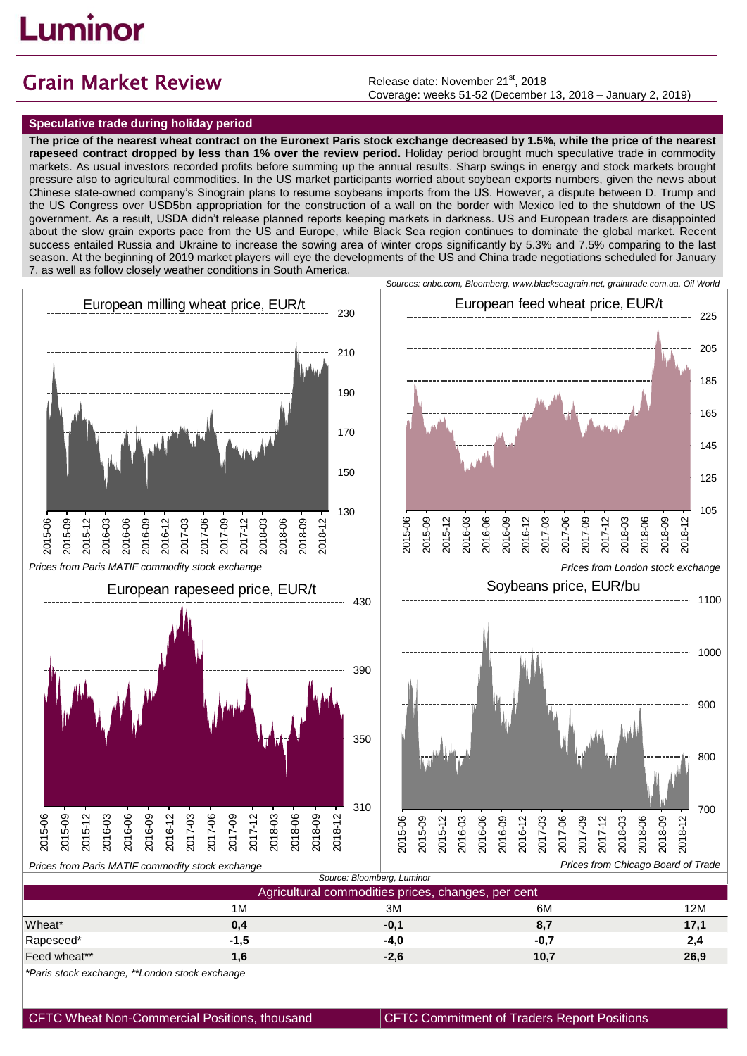Luminor

# Grain Market Review

Release date: November 21st, 2018
Coverage: weeks 51-52 (December 13, 2018 – January 2, 2019)

## Speculative trade during holiday period

**The price of the nearest wheat contract on the Euronext Paris stock exchange decreased by 1.5%, while the price of the nearest rapeseed contract dropped by less than 1% over the review period.** Holiday period brought much speculative trade in commodity markets. As usual investors recorded profits before summing up the annual results. Sharp swings in energy and stock markets brought pressure also to agricultural commodities. In the US market participants worried about soybean exports numbers, given the news about Chinese state-owned company's Sinograin plans to resume soybeans imports from the US. However, a dispute between D. Trump and the US Congress over USD5bn appropriation for the construction of a wall on the border with Mexico led to the shutdown of the US government. As a result, USDA didn't release planned reports keeping markets in darkness. US and European traders are disappointed about the slow grain exports pace from the US and Europe, while Black Sea region continues to dominate the global market. Recent success entailed Russia and Ukraine to increase the sowing area of winter crops significantly by 5.3% and 7.5% comparing to the last season. At the beginning of 2019 market players will eye the developments of the US and China trade negotiations scheduled for January 7, as well as follow closely weather conditions in South America.

*Sources: cnbc.com, Bloomberg, www.blackseagrain.net, graintrade.com.ua, Oil World*

European milling wheat price, EUR/t

*Prices from Paris MATIF commodity stock exchange*

European feed wheat price, EUR/t

*Prices from London stock exchange*

European rapeseed price, EUR/t

*Prices from Paris MATIF commodity stock exchange*

Soybeans price, EUR/bu

*Prices from Chicago Board of Trade*

*Source: Bloomberg, Luminor*

| Agricultural commodities prices, changes, per cent | | | | |
|---|---|---|---|---|
| | 1M | 3M | 6M | 12M |
| Wheat* | **0,4** | **-0,1** | **8,7** | **17,1** |
| Rapeseed* | **-1,5** | **-4,0** | **-0,7** | **2,4** |
| Feed wheat** | **1,6** | **-2,6** | **10,7** | **26,9** |

*\*Paris stock exchange, \*\*London stock exchange*

CFTC Wheat Non-Commercial Positions, thousand

CFTC Commitment of Traders Report Positions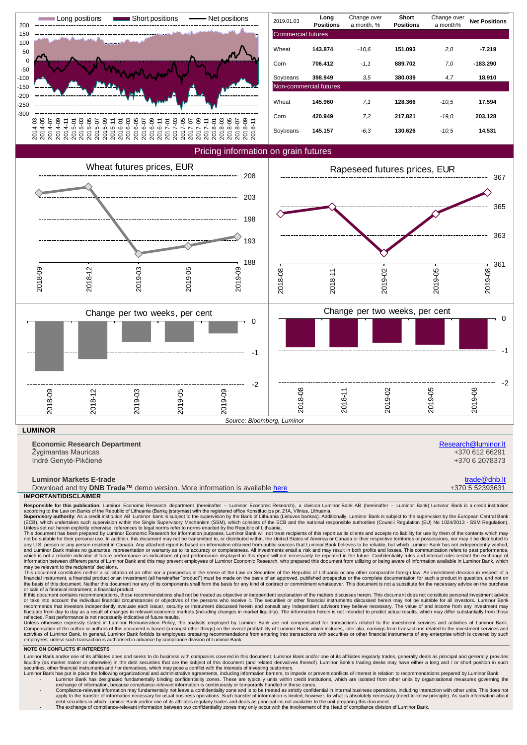Long positions Short positions Net positions

200
150
100
50
0
-50
-100
-150
-200
-250
-300

2014-03 2014-05 2014-07 2014-09 2014-11 2015-01 2015-03 2015-05 2015-07 2015-09 2015-11 2016-01 2016-03 2016-05 2016-07 2016-09 2016-11 2017-01 2017-03 2017-05 2017-07 2017-09 2017-11 2018-01 2018-03 2018-05 2018-07 2018-09 2018-11

| 2019.01.03 | Long Positions | Change over a month, % | Short Positions | Change over a month% | Net Positions |
|---|---|---|---|---|---|
| **Commercial futures** | | | | | |
| Wheat | **143.874** | *-10,6* | **151.093** | *2,0* | **-7.219** |
| Corn | **706.412** | *-1,1* | **889.702** | *7,0* | **-183.290** |
| Soybeans | **398.949** | *3,5* | **380.039** | *4,7* | **18.910** |
| **Non-commercial futures** | | | | | |
| Wheat | **145.960** | *7,1* | **128.366** | *-10,5* | **17.594** |
| Corn | **420.949** | *7,2* | **217.821** | *-19,0* | **203.128** |
| Soybeans | **145.157** | *-6,3* | **130.626** | *-10,5* | **14.531** |

## Pricing information on grain futures

Wheat futures prices, EUR

208
203
198
193
188

2018-09 2018-12 2019-03 2019-05 2019-09

Rapeseed futures prices, EUR

367
365
363
361

2018-08 2018-11 2019-02 2019-05 2019-08

Change per two weeks, per cent

0
-1
-2

2018-09 2018-12 2019-03 2019-05 2019-09

Change per two weeks, per cent

0
-1
-2

2018-08 2018-11 2019-02 2019-05 2019-08

*Source: Bloomberg, Luminor*

**LUMINOR**

**Economic Research Department** Research@luminor.lt
Žygimantas Mauricas +370 612 66291
Indrė Genytė-Pikčienė +370 6 2078373

**Luminor Markets E-trade** trade@dnb.lt
Download and try **DNB Trade™** demo version. More information is available here +370 5 52393631

**IMPORTANT/DISCLAIMER**

**Responsible for this publication**: Luminor Economic Research department (hereinafter – Luminor Economic Research), a division Luminor Bank AB (hereinafter – Luminor Bank) Luminor Bank is a credit institution according to the Law on Banks of the Republic of Lithuania (Bankų įstatymas) with the registered office Konstitucijos pr. 21A, Vilnius, Lithuania.
**Supervisory authority**: As a credit institution AB Luminor bank is subject to the supervision by the Bank of Lithuania (Lietuvos bankas). Additionally, Luminor Bank is subject to the supervision by the European Central Bank (ECB), which undertakes such supervision within the Single Supervisory Mechanism (SSM), which consists of the ECB and the national responsible authorities (Council Regulation (EU) No 1024/2013 - SSM Regulation).
Unless set out herein explicitly otherwise, references to legal norms refer to norms enacted by the Republic of Lithuania.
This document has been prepared by Luminor Economic Research for information purposes. Luminor Bank will not treat recipients of this report as its clients and accepts no liability for use by them of the contents which may not be suitable for their personal use. In addition, this document may not be transmitted to, or distributed within, the United States of America or Canada or their respective territories or possessions, nor may it be distributed to any U.S. person or any person resident in Canada. Any attached report is based on information obtained from public sources that Luminor Bank believes to be reliable, but which Luminor Bank has not independently verified, and Luminor Bank makes no guarantee, representation or warranty as to its accuracy or completeness. All investments entail a risk and may result in both profits and losses. This communication refers to past performance, which is not a reliable indicator of future performance as indications of past performance displayed in this report will not necessarily be repeated in the future. Confidentiality rules and internal rules restrict the exchange of information between different parts of Luminor Bank and this may prevent employees of Luminor Economic Research, who prepared this document from utilizing or being aware of information available in Luminor Bank, which may be relevant to the recipients' decisions.
This document constitutes neither a solicitation of an offer nor a prospectus in the sense of the Law on Securities of the Republic of Lithuania or any other comparable foreign law. An investment decision in respect of a financial instrument, a financial product or an investment (all hereinafter "product") must be made on the basis of an approved, published prospectus or the complete documentation for such a product in question, and not on the basis of this document. Neither this document nor any of its components shall form the basis for any kind of contract or commitment whatsoever. This document is not a substitute for the necessary advice on the purchase or sale of a financial instrument, a financial product.
If this document contains recommendations, those recommendations shall not be treated as objective or independent explanation of the matters discusses herein. This document does not constitute personal investment advice or take into account the individual financial circumstances or objectives of the persons who receive it. The securities or other financial instruments discussed herein may not be suitable for all investors. Luminor Bank recommends that investors independently evaluate each issuer, security or instrument discussed herein and consult any independent advisors they believe necessary. The value of and income from any investment may fluctuate from day to day as a result of changes in relevant economic markets (including changes in market liquidity). The information herein is not intended to predict actual results, which may differ substantially from those reflected. Past performance is not necessarily indicative of future results.
Unless otherwise expressly stated in Luminor Remuneration Policy, the analysts employed by Luminor Bank are not compensated for transactions related to the investment services and activities of Luminor Bank. Compensation of the author or authors of this document is based (amongst other things) on the overall profitability of Luminor Bank, which includes, inter alia, earnings from transactions related to the investment services and activities of Luminor Bank. In general, Luminor Bank forbids its employees preparing recommendations from entering into transactions with securities or other financial instruments of any enterprise which is covered by such employees, unless such transaction is authorised in advance by compliance division of Luminor Bank.

**NOTE ON CONFLICTS IF INTERESTS**

Luminor Bank and/or one of its affiliates does and seeks to do business with companies covered in this document. Luminor Bank and/or one of its affiliates regularly trades, generally deals as principal and generally provides liquidity (as market maker or otherwise) in the debt securities that are the subject of this document (and related derivatives thereof). Luminor Bank's trading desks may have either a long and / or short position in such securities, other financial instruments and / or derivatives, which may pose a conflict with the interests of investing customers.
Luminor Bank has put in place the following organizational and administrative agreements, including information barriers, to impede or prevent conflicts of interest in relation to recommendations prepared by Luminor Bank:

- Luminor Bank has designated fundamentally binding confidentiality zones. These are typically units within credit institutions, which are isolated from other units by organisational measures governing the exchange of information, because compliance-relevant information is continuously or temporarily handled in these zones.
- Compliance-relevant information may fundamentally not leave a confidentiality zone and is to be treated as strictly confidential in internal business operations, including interaction with other units. This does not apply to the transfer of information necessary for usual business operations. Such transfer of information is limited, however, to what is absolutely necessary (need-to-know principle). As such information about debt securities in which Luminor Bank and/or one of its affiliates regularly trades and deals as principal ins not available to the unit preparing this document.
- The exchange of compliance-relevant information between two confidentiality zones may only occur with the involvement of the Head of compliance division of Luminor Bank.